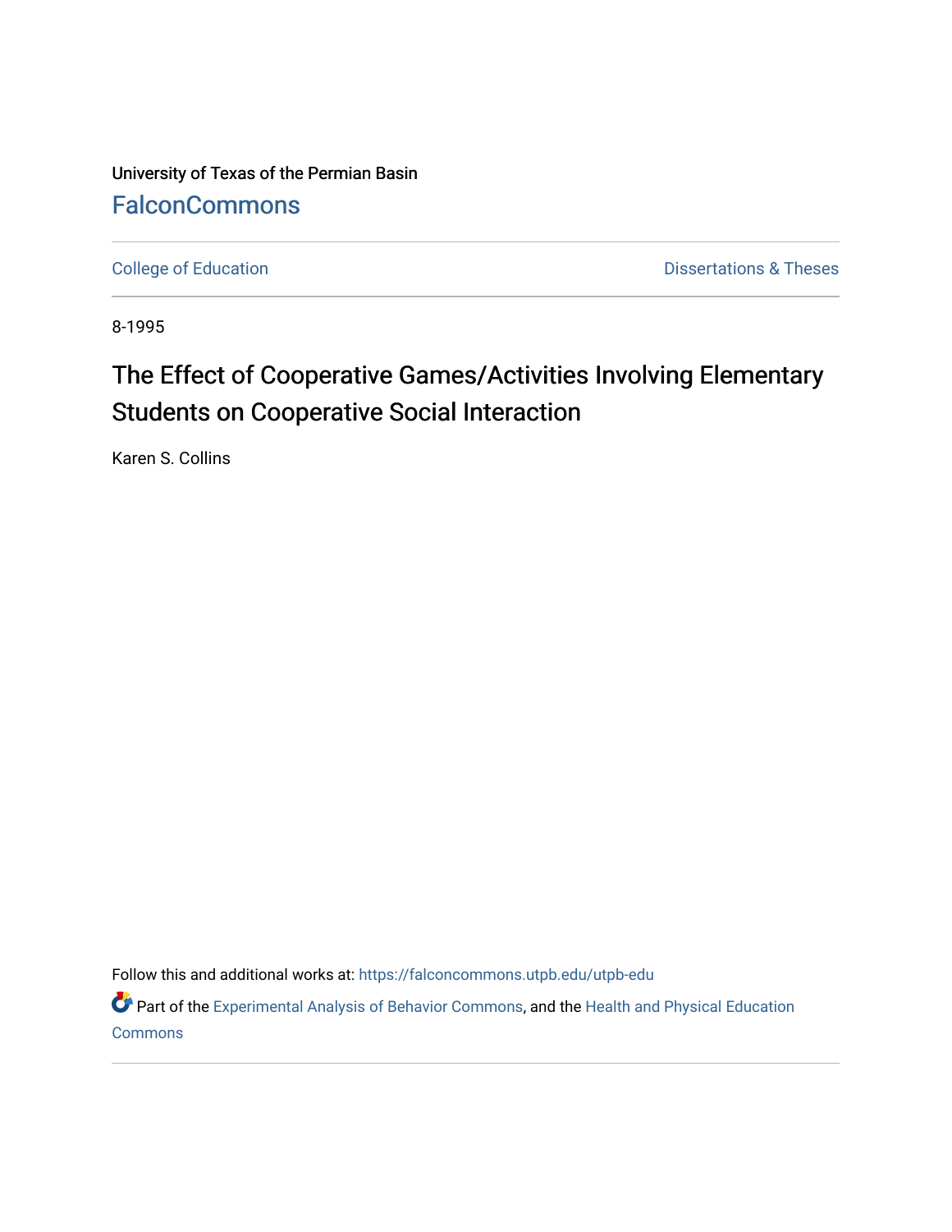University of Texas of the Permian Basin

# FalconCommons

College of Education

Dissertations & Theses

8-1995

## The Effect of Cooperative Games/Activities Involving Elementary Students on Cooperative Social Interaction

Karen S. Collins

Follow this and additional works at: https://falconcommons.utpb.edu/utpb-edu

Part of the Experimental Analysis of Behavior Commons, and the Health and Physical Education Commons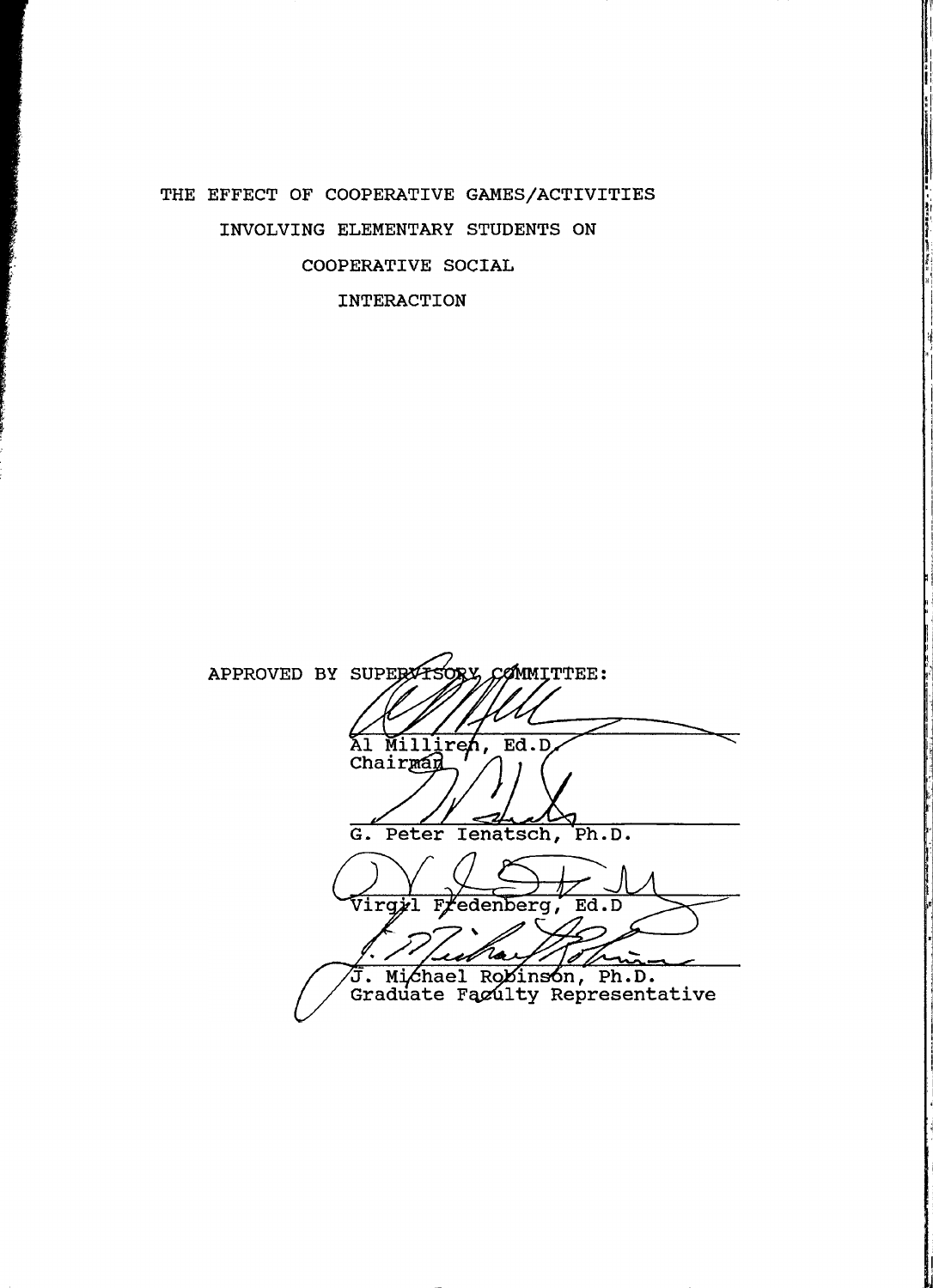THE EFFECT OF COOPERATIVE GAMES/ACTIVITIES
INVOLVING ELEMENTARY STUDENTS ON
COOPERATIVE SOCIAL
INTERACTION

APPROVED BY SUPERVISORY COMMITTEE:

Al Milliren, Ed.D
Chairman

G. Peter Ienatsch, Ph.D.

Virgil Fredenberg, Ed.D

J. Michael Robinson, Ph.D.
Graduate Faculty Representative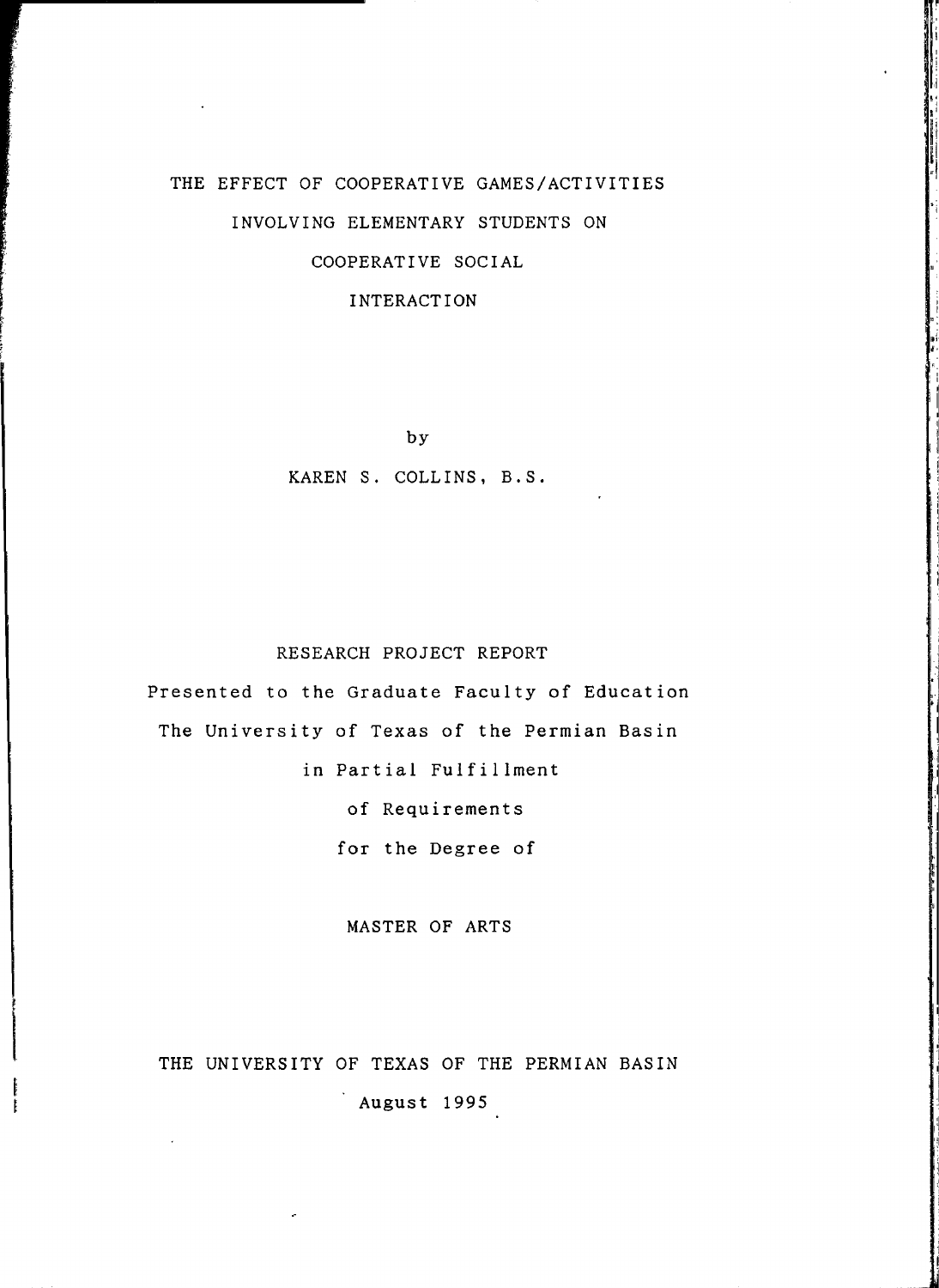# THE EFFECT OF COOPERATIVE GAMES/ACTIVITIES INVOLVING ELEMENTARY STUDENTS ON COOPERATIVE SOCIAL INTERACTION

by

KAREN S. COLLINS, B.S.

RESEARCH PROJECT REPORT

Presented to the Graduate Faculty of Education

The University of Texas of the Permian Basin

in Partial Fulfillment

of Requirements

for the Degree of

MASTER OF ARTS

THE UNIVERSITY OF TEXAS OF THE PERMIAN BASIN

August 1995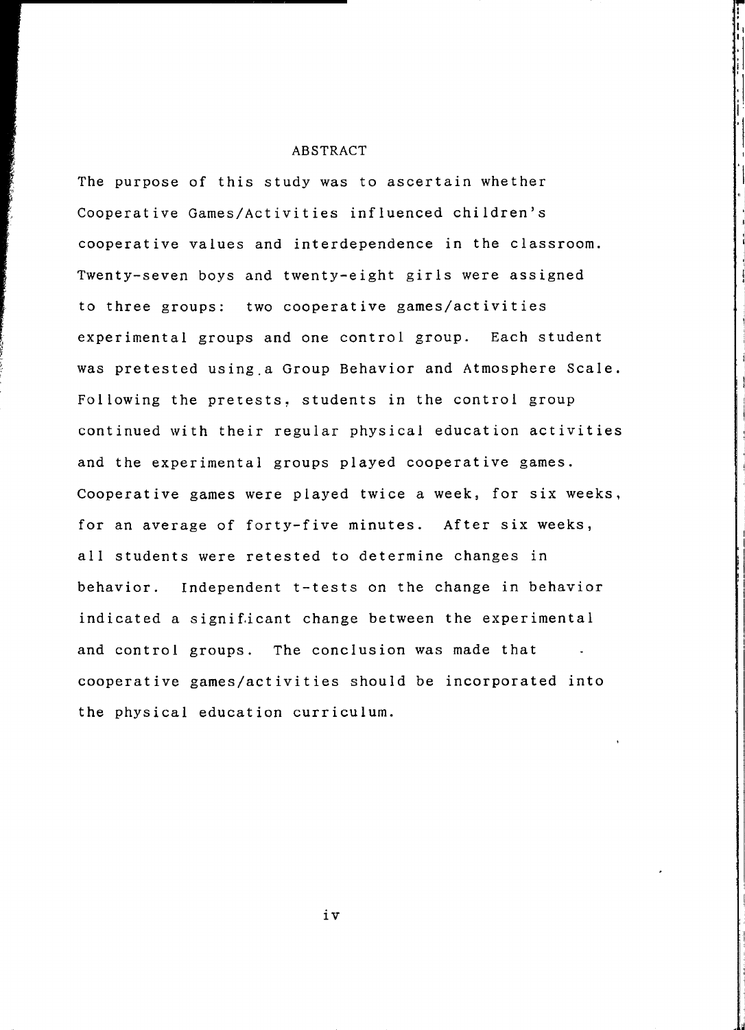# ABSTRACT

The purpose of this study was to ascertain whether Cooperative Games/Activities influenced children's cooperative values and interdependence in the classroom. Twenty-seven boys and twenty-eight girls were assigned to three groups: two cooperative games/activities experimental groups and one control group. Each student was pretested using a Group Behavior and Atmosphere Scale. Following the pretests, students in the control group continued with their regular physical education activities and the experimental groups played cooperative games. Cooperative games were played twice a week, for six weeks, for an average of forty-five minutes. After six weeks, all students were retested to determine changes in behavior. Independent t-tests on the change in behavior indicated a significant change between the experimental and control groups. The conclusion was made that cooperative games/activities should be incorporated into the physical education curriculum.